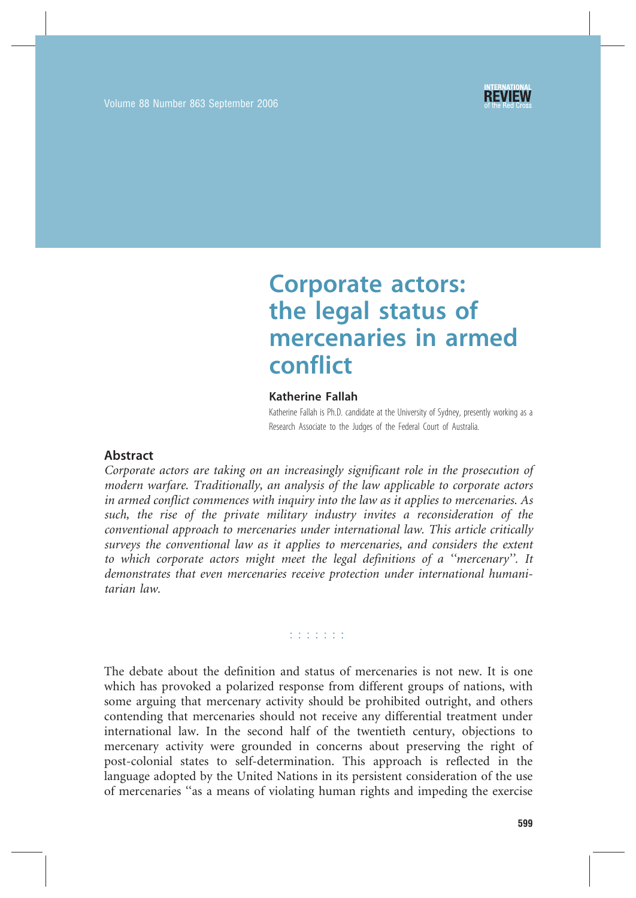# Corporate actors: the legal status of mercenaries in armed conflict

**Katherine Fallah**

Katherine Fallah is Ph.D. candidate at the University of Sydney, presently working as a Research Associate to the Judges of the Federal Court of Australia.

## Abstract

*Corporate actors are taking on an increasingly significant role in the prosecution of modern warfare. Traditionally, an analysis of the law applicable to corporate actors in armed conflict commences with inquiry into the law as it applies to mercenaries. As such, the rise of the private military industry invites a reconsideration of the conventional approach to mercenaries under international law. This article critically surveys the conventional law as it applies to mercenaries, and considers the extent to which corporate actors might meet the legal definitions of a "mercenary". It demonstrates that even mercenaries receive protection under international humanitarian law.*

: : : : : : :

The debate about the definition and status of mercenaries is not new. It is one which has provoked a polarized response from different groups of nations, with some arguing that mercenary activity should be prohibited outright, and others contending that mercenaries should not receive any differential treatment under international law. In the second half of the twentieth century, objections to mercenary activity were grounded in concerns about preserving the right of post-colonial states to self-determination. This approach is reflected in the language adopted by the United Nations in its persistent consideration of the use of mercenaries "as a means of violating human rights and impeding the exercise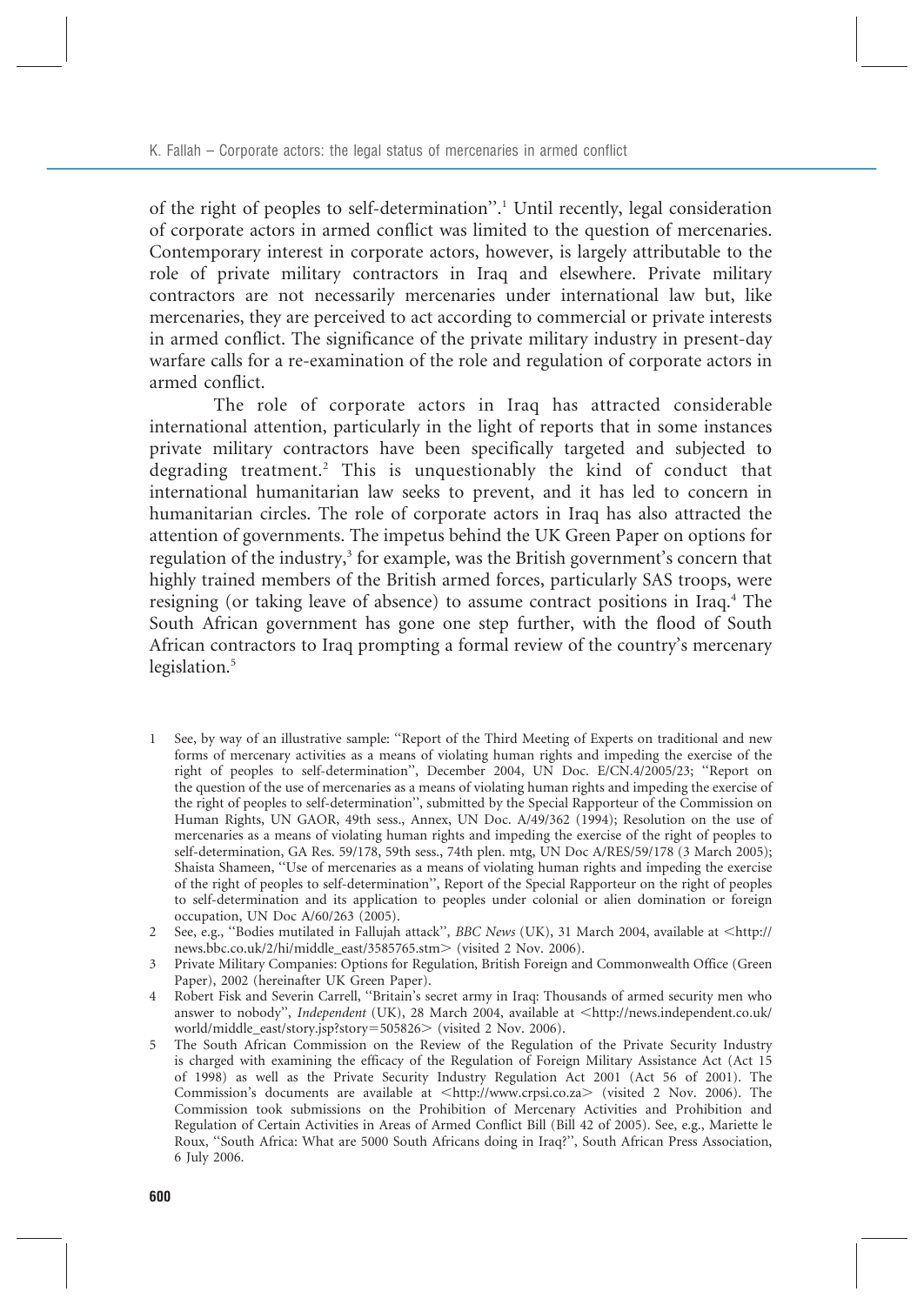of the right of peoples to self-determination''.[1] Until recently, legal consideration of corporate actors in armed conflict was limited to the question of mercenaries. Contemporary interest in corporate actors, however, is largely attributable to the role of private military contractors in Iraq and elsewhere. Private military contractors are not necessarily mercenaries under international law but, like mercenaries, they are perceived to act according to commercial or private interests in armed conflict. The significance of the private military industry in present-day warfare calls for a re-examination of the role and regulation of corporate actors in armed conflict.

The role of corporate actors in Iraq has attracted considerable international attention, particularly in the light of reports that in some instances private military contractors have been specifically targeted and subjected to degrading treatment.[2] This is unquestionably the kind of conduct that international humanitarian law seeks to prevent, and it has led to concern in humanitarian circles. The role of corporate actors in Iraq has also attracted the attention of governments. The impetus behind the UK Green Paper on options for regulation of the industry,[3] for example, was the British government's concern that highly trained members of the British armed forces, particularly SAS troops, were resigning (or taking leave of absence) to assume contract positions in Iraq.[4] The South African government has gone one step further, with the flood of South African contractors to Iraq prompting a formal review of the country's mercenary legislation.[5]

---

1 See, by way of an illustrative sample: ''Report of the Third Meeting of Experts on traditional and new forms of mercenary activities as a means of violating human rights and impeding the exercise of the right of peoples to self-determination'', December 2004, UN Doc. E/CN.4/2005/23; ''Report on the question of the use of mercenaries as a means of violating human rights and impeding the exercise of the right of peoples to self-determination'', submitted by the Special Rapporteur of the Commission on Human Rights, UN GAOR, 49th sess., Annex, UN Doc. A/49/362 (1994); Resolution on the use of mercenaries as a means of violating human rights and impeding the exercise of the right of peoples to self-determination, GA Res. 59/178, 59th sess., 74th plen. mtg, UN Doc A/RES/59/178 (3 March 2005); Shaista Shameen, ''Use of mercenaries as a means of violating human rights and impeding the exercise of the right of peoples to self-determination'', Report of the Special Rapporteur on the right of peoples to self-determination and its application to peoples under colonial or alien domination or foreign occupation, UN Doc A/60/263 (2005).

2 See, e.g., ''Bodies mutilated in Fallujah attack'', *BBC News* (UK), 31 March 2004, available at <http://news.bbc.co.uk/2/hi/middle_east/3585765.stm> (visited 2 Nov. 2006).

3 Private Military Companies: Options for Regulation, British Foreign and Commonwealth Office (Green Paper), 2002 (hereinafter UK Green Paper).

4 Robert Fisk and Severin Carrell, ''Britain's secret army in Iraq: Thousands of armed security men who answer to nobody'', *Independent* (UK), 28 March 2004, available at <http://news.independent.co.uk/world/middle_east/story.jsp?story=505826> (visited 2 Nov. 2006).

5 The South African Commission on the Review of the Regulation of the Private Security Industry is charged with examining the efficacy of the Regulation of Foreign Military Assistance Act (Act 15 of 1998) as well as the Private Security Industry Regulation Act 2001 (Act 56 of 2001). The Commission's documents are available at <http://www.crpsi.co.za> (visited 2 Nov. 2006). The Commission took submissions on the Prohibition of Mercenary Activities and Prohibition and Regulation of Certain Activities in Areas of Armed Conflict Bill (Bill 42 of 2005). See, e.g., Mariette le Roux, ''South Africa: What are 5000 South Africans doing in Iraq?'', South African Press Association, 6 July 2006.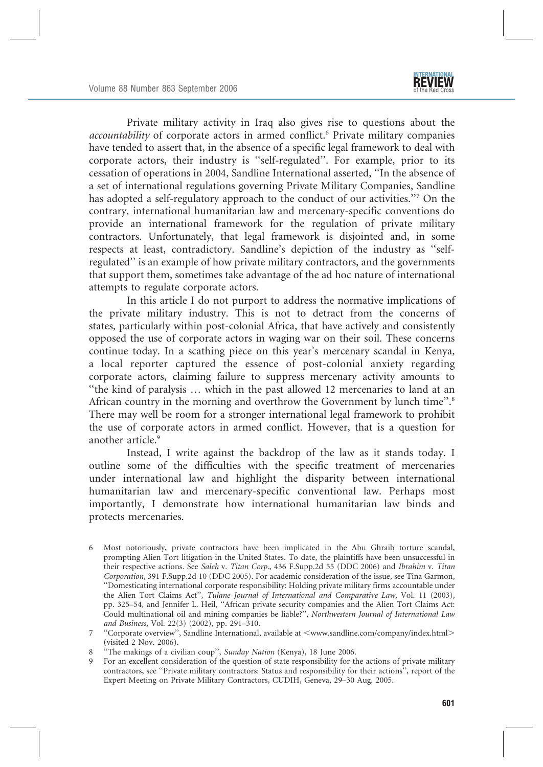Private military activity in Iraq also gives rise to questions about the *accountability* of corporate actors in armed conflict.[6] Private military companies have tended to assert that, in the absence of a specific legal framework to deal with corporate actors, their industry is "self-regulated". For example, prior to its cessation of operations in 2004, Sandline International asserted, "In the absence of a set of international regulations governing Private Military Companies, Sandline has adopted a self-regulatory approach to the conduct of our activities."[7] On the contrary, international humanitarian law and mercenary-specific conventions do provide an international framework for the regulation of private military contractors. Unfortunately, that legal framework is disjointed and, in some respects at least, contradictory. Sandline's depiction of the industry as "self-regulated" is an example of how private military contractors, and the governments that support them, sometimes take advantage of the ad hoc nature of international attempts to regulate corporate actors.

In this article I do not purport to address the normative implications of the private military industry. This is not to detract from the concerns of states, particularly within post-colonial Africa, that have actively and consistently opposed the use of corporate actors in waging war on their soil. These concerns continue today. In a scathing piece on this year's mercenary scandal in Kenya, a local reporter captured the essence of post-colonial anxiety regarding corporate actors, claiming failure to suppress mercenary activity amounts to "the kind of paralysis … which in the past allowed 12 mercenaries to land at an African country in the morning and overthrow the Government by lunch time".[8] There may well be room for a stronger international legal framework to prohibit the use of corporate actors in armed conflict. However, that is a question for another article.[9]

Instead, I write against the backdrop of the law as it stands today. I outline some of the difficulties with the specific treatment of mercenaries under international law and highlight the disparity between international humanitarian law and mercenary-specific conventional law. Perhaps most importantly, I demonstrate how international humanitarian law binds and protects mercenaries.

6 Most notoriously, private contractors have been implicated in the Abu Ghraib torture scandal, prompting Alien Tort litigation in the United States. To date, the plaintiffs have been unsuccessful in their respective actions. See *Saleh* v. *Titan Corp.*, 436 F.Supp.2d 55 (DDC 2006) and *Ibrahim* v. *Titan Corporation*, 391 F.Supp.2d 10 (DDC 2005). For academic consideration of the issue, see Tina Garmon, "Domesticating international corporate responsibility: Holding private military firms accountable under the Alien Tort Claims Act", *Tulane Journal of International and Comparative Law*, Vol. 11 (2003), pp. 325–54, and Jennifer L. Heil, "African private security companies and the Alien Tort Claims Act: Could multinational oil and mining companies be liable?", *Northwestern Journal of International Law and Business*, Vol. 22(3) (2002), pp. 291–310.

7 "Corporate overview", Sandline International, available at <www.sandline.com/company/index.html> (visited 2 Nov. 2006).

8 "The makings of a civilian coup", *Sunday Nation* (Kenya), 18 June 2006.

9 For an excellent consideration of the question of state responsibility for the actions of private military contractors, see "Private military contractors: Status and responsibility for their actions", report of the Expert Meeting on Private Military Contractors, CUDIH, Geneva, 29–30 Aug. 2005.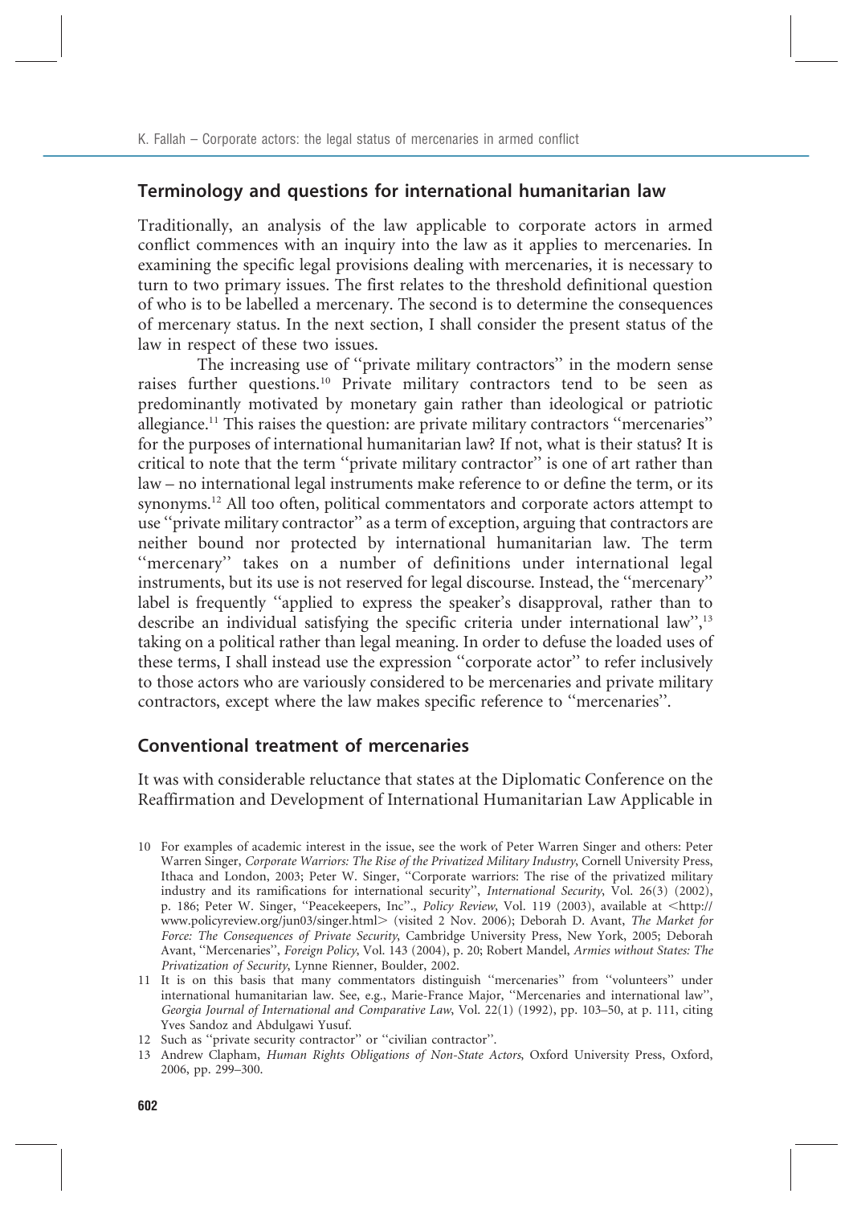## Terminology and questions for international humanitarian law

Traditionally, an analysis of the law applicable to corporate actors in armed conflict commences with an inquiry into the law as it applies to mercenaries. In examining the specific legal provisions dealing with mercenaries, it is necessary to turn to two primary issues. The first relates to the threshold definitional question of who is to be labelled a mercenary. The second is to determine the consequences of mercenary status. In the next section, I shall consider the present status of the law in respect of these two issues.

The increasing use of ''private military contractors'' in the modern sense raises further questions.[10] Private military contractors tend to be seen as predominantly motivated by monetary gain rather than ideological or patriotic allegiance.[11] This raises the question: are private military contractors ''mercenaries'' for the purposes of international humanitarian law? If not, what is their status? It is critical to note that the term ''private military contractor'' is one of art rather than law – no international legal instruments make reference to or define the term, or its synonyms.[12] All too often, political commentators and corporate actors attempt to use ''private military contractor'' as a term of exception, arguing that contractors are neither bound nor protected by international humanitarian law. The term ''mercenary'' takes on a number of definitions under international legal instruments, but its use is not reserved for legal discourse. Instead, the ''mercenary'' label is frequently ''applied to express the speaker's disapproval, rather than to describe an individual satisfying the specific criteria under international law'',[13] taking on a political rather than legal meaning. In order to defuse the loaded uses of these terms, I shall instead use the expression ''corporate actor'' to refer inclusively to those actors who are variously considered to be mercenaries and private military contractors, except where the law makes specific reference to ''mercenaries''.

## Conventional treatment of mercenaries

It was with considerable reluctance that states at the Diplomatic Conference on the Reaffirmation and Development of International Humanitarian Law Applicable in

10 For examples of academic interest in the issue, see the work of Peter Warren Singer and others: Peter Warren Singer, *Corporate Warriors: The Rise of the Privatized Military Industry*, Cornell University Press, Ithaca and London, 2003; Peter W. Singer, ''Corporate warriors: The rise of the privatized military industry and its ramifications for international security'', *International Security*, Vol. 26(3) (2002), p. 186; Peter W. Singer, ''Peacekeepers, Inc''., *Policy Review*, Vol. 119 (2003), available at <http://www.policyreview.org/jun03/singer.html> (visited 2 Nov. 2006); Deborah D. Avant, *The Market for Force: The Consequences of Private Security*, Cambridge University Press, New York, 2005; Deborah Avant, ''Mercenaries'', *Foreign Policy*, Vol. 143 (2004), p. 20; Robert Mandel, *Armies without States: The Privatization of Security*, Lynne Rienner, Boulder, 2002.

11 It is on this basis that many commentators distinguish ''mercenaries'' from ''volunteers'' under international humanitarian law. See, e.g., Marie-France Major, ''Mercenaries and international law'', *Georgia Journal of International and Comparative Law*, Vol. 22(1) (1992), pp. 103–50, at p. 111, citing Yves Sandoz and Abdulgawi Yusuf.

12 Such as ''private security contractor'' or ''civilian contractor''.

13 Andrew Clapham, *Human Rights Obligations of Non-State Actors*, Oxford University Press, Oxford, 2006, pp. 299–300.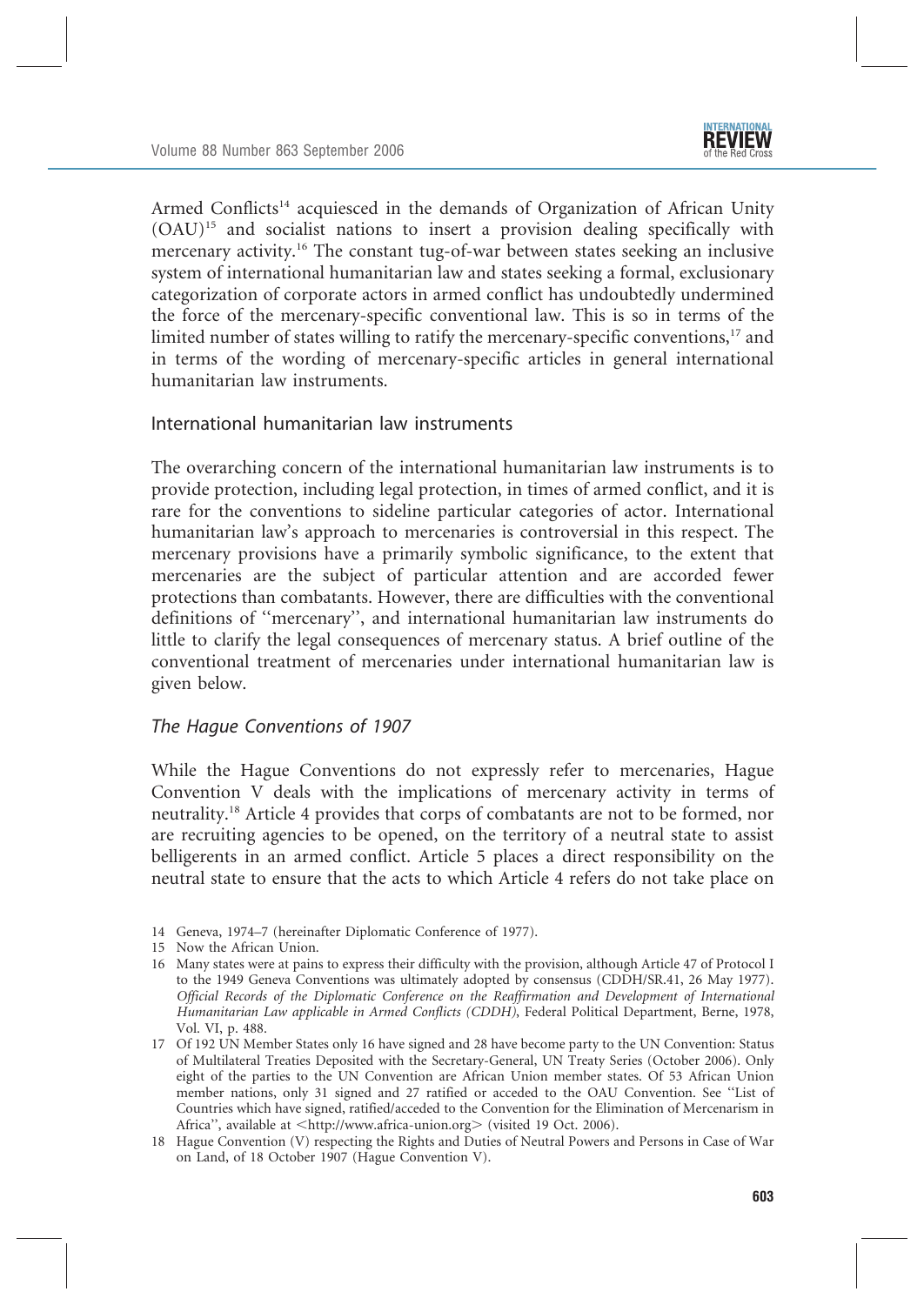Armed Conflicts[14] acquiesced in the demands of Organization of African Unity (OAU)[15] and socialist nations to insert a provision dealing specifically with mercenary activity.[16] The constant tug-of-war between states seeking an inclusive system of international humanitarian law and states seeking a formal, exclusionary categorization of corporate actors in armed conflict has undoubtedly undermined the force of the mercenary-specific conventional law. This is so in terms of the limited number of states willing to ratify the mercenary-specific conventions,[17] and in terms of the wording of mercenary-specific articles in general international humanitarian law instruments.

## International humanitarian law instruments

The overarching concern of the international humanitarian law instruments is to provide protection, including legal protection, in times of armed conflict, and it is rare for the conventions to sideline particular categories of actor. International humanitarian law's approach to mercenaries is controversial in this respect. The mercenary provisions have a primarily symbolic significance, to the extent that mercenaries are the subject of particular attention and are accorded fewer protections than combatants. However, there are difficulties with the conventional definitions of ''mercenary'', and international humanitarian law instruments do little to clarify the legal consequences of mercenary status. A brief outline of the conventional treatment of mercenaries under international humanitarian law is given below.

### *The Hague Conventions of 1907*

While the Hague Conventions do not expressly refer to mercenaries, Hague Convention V deals with the implications of mercenary activity in terms of neutrality.[18] Article 4 provides that corps of combatants are not to be formed, nor are recruiting agencies to be opened, on the territory of a neutral state to assist belligerents in an armed conflict. Article 5 places a direct responsibility on the neutral state to ensure that the acts to which Article 4 refers do not take place on

---

14 Geneva, 1974–7 (hereinafter Diplomatic Conference of 1977).

15 Now the African Union.

16 Many states were at pains to express their difficulty with the provision, although Article 47 of Protocol I to the 1949 Geneva Conventions was ultimately adopted by consensus (CDDH/SR.41, 26 May 1977). *Official Records of the Diplomatic Conference on the Reaffirmation and Development of International Humanitarian Law applicable in Armed Conflicts (CDDH)*, Federal Political Department, Berne, 1978, Vol. VI, p. 488.

17 Of 192 UN Member States only 16 have signed and 28 have become party to the UN Convention: Status of Multilateral Treaties Deposited with the Secretary-General, UN Treaty Series (October 2006). Only eight of the parties to the UN Convention are African Union member states. Of 53 African Union member nations, only 31 signed and 27 ratified or acceded to the OAU Convention. See ''List of Countries which have signed, ratified/acceded to the Convention for the Elimination of Mercenarism in Africa'', available at <http://www.africa-union.org> (visited 19 Oct. 2006).

18 Hague Convention (V) respecting the Rights and Duties of Neutral Powers and Persons in Case of War on Land, of 18 October 1907 (Hague Convention V).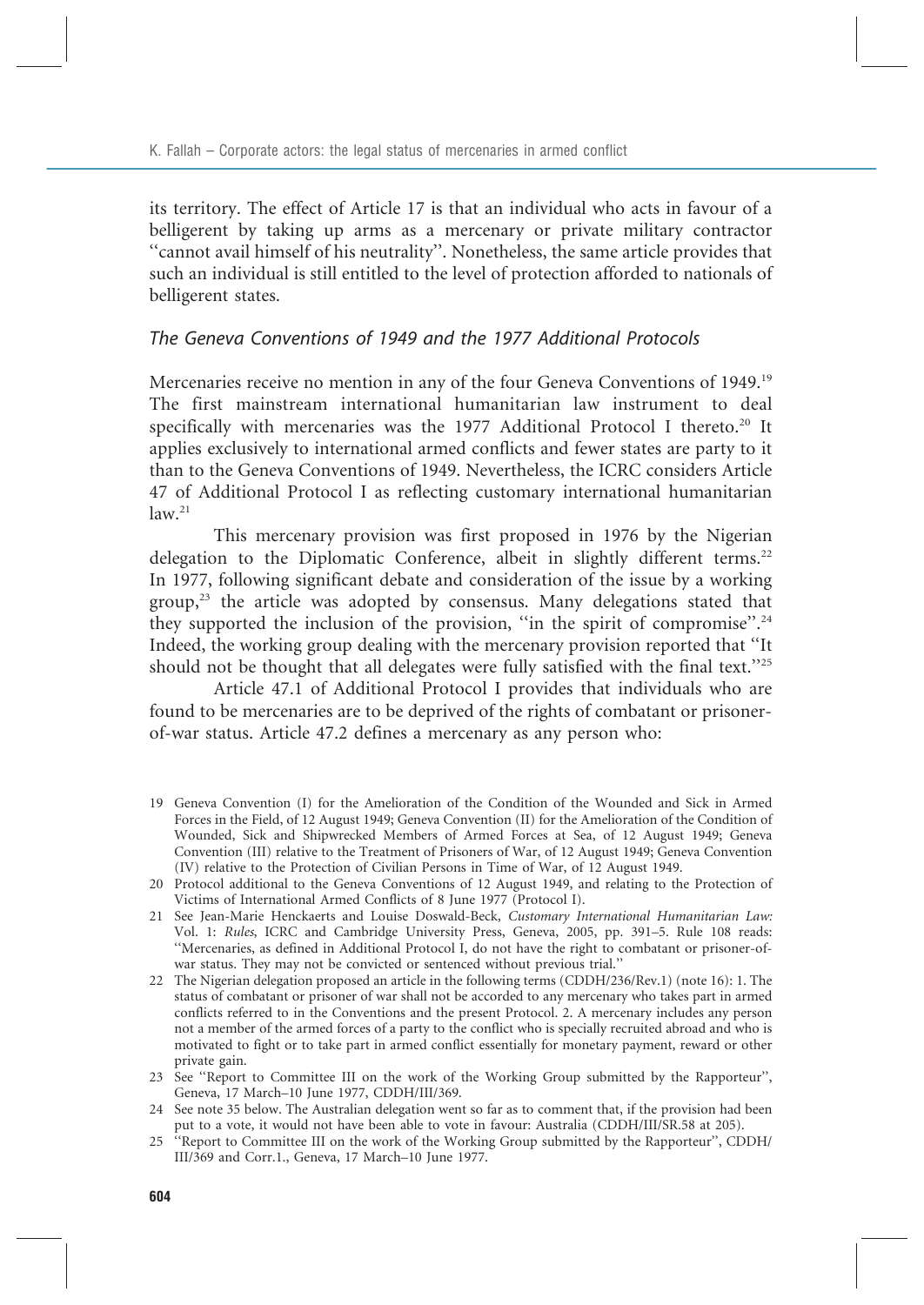its territory. The effect of Article 17 is that an individual who acts in favour of a belligerent by taking up arms as a mercenary or private military contractor ''cannot avail himself of his neutrality''. Nonetheless, the same article provides that such an individual is still entitled to the level of protection afforded to nationals of belligerent states.

### *The Geneva Conventions of 1949 and the 1977 Additional Protocols*

Mercenaries receive no mention in any of the four Geneva Conventions of 1949.[19] The first mainstream international humanitarian law instrument to deal specifically with mercenaries was the 1977 Additional Protocol I thereto.[20] It applies exclusively to international armed conflicts and fewer states are party to it than to the Geneva Conventions of 1949. Nevertheless, the ICRC considers Article 47 of Additional Protocol I as reflecting customary international humanitarian law.[21]

This mercenary provision was first proposed in 1976 by the Nigerian delegation to the Diplomatic Conference, albeit in slightly different terms.[22] In 1977, following significant debate and consideration of the issue by a working group,[23] the article was adopted by consensus. Many delegations stated that they supported the inclusion of the provision, ''in the spirit of compromise''.[24] Indeed, the working group dealing with the mercenary provision reported that ''It should not be thought that all delegates were fully satisfied with the final text.''[25]

Article 47.1 of Additional Protocol I provides that individuals who are found to be mercenaries are to be deprived of the rights of combatant or prisoner-of-war status. Article 47.2 defines a mercenary as any person who:

---

19 Geneva Convention (I) for the Amelioration of the Condition of the Wounded and Sick in Armed Forces in the Field, of 12 August 1949; Geneva Convention (II) for the Amelioration of the Condition of Wounded, Sick and Shipwrecked Members of Armed Forces at Sea, of 12 August 1949; Geneva Convention (III) relative to the Treatment of Prisoners of War, of 12 August 1949; Geneva Convention (IV) relative to the Protection of Civilian Persons in Time of War, of 12 August 1949.

20 Protocol additional to the Geneva Conventions of 12 August 1949, and relating to the Protection of Victims of International Armed Conflicts of 8 June 1977 (Protocol I).

21 See Jean-Marie Henckaerts and Louise Doswald-Beck, *Customary International Humanitarian Law:* Vol. 1: *Rules*, ICRC and Cambridge University Press, Geneva, 2005, pp. 391–5. Rule 108 reads: ''Mercenaries, as defined in Additional Protocol I, do not have the right to combatant or prisoner-of-war status. They may not be convicted or sentenced without previous trial.''

22 The Nigerian delegation proposed an article in the following terms (CDDH/236/Rev.1) (note 16): 1. The status of combatant or prisoner of war shall not be accorded to any mercenary who takes part in armed conflicts referred to in the Conventions and the present Protocol. 2. A mercenary includes any person not a member of the armed forces of a party to the conflict who is specially recruited abroad and who is motivated to fight or to take part in armed conflict essentially for monetary payment, reward or other private gain.

23 See ''Report to Committee III on the work of the Working Group submitted by the Rapporteur'', Geneva, 17 March–10 June 1977, CDDH/III/369.

24 See note 35 below. The Australian delegation went so far as to comment that, if the provision had been put to a vote, it would not have been able to vote in favour: Australia (CDDH/III/SR.58 at 205).

25 ''Report to Committee III on the work of the Working Group submitted by the Rapporteur'', CDDH/III/369 and Corr.1., Geneva, 17 March–10 June 1977.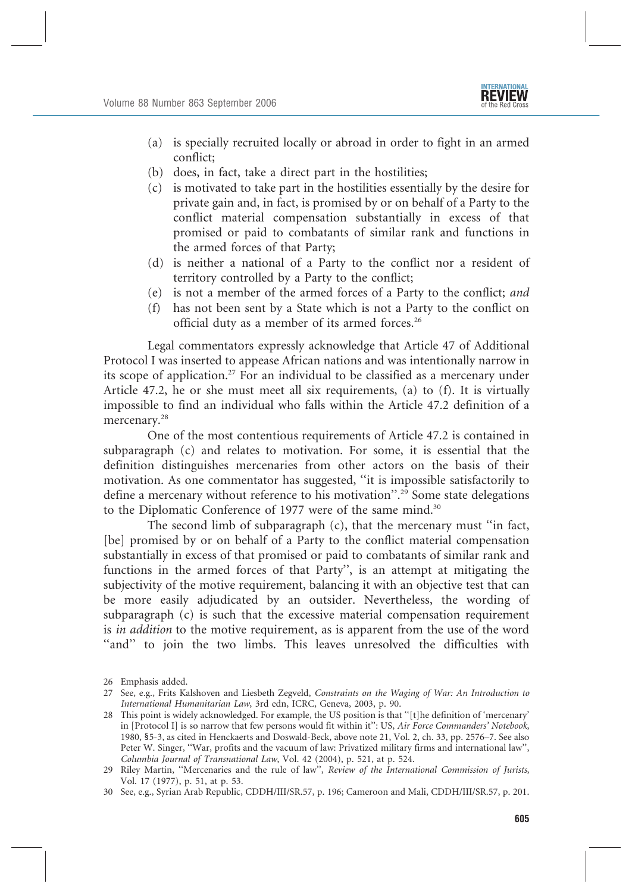(a) is specially recruited locally or abroad in order to fight in an armed conflict;
(b) does, in fact, take a direct part in the hostilities;
(c) is motivated to take part in the hostilities essentially by the desire for private gain and, in fact, is promised by or on behalf of a Party to the conflict material compensation substantially in excess of that promised or paid to combatants of similar rank and functions in the armed forces of that Party;
(d) is neither a national of a Party to the conflict nor a resident of territory controlled by a Party to the conflict;
(e) is not a member of the armed forces of a Party to the conflict; *and*
(f) has not been sent by a State which is not a Party to the conflict on official duty as a member of its armed forces.[26]

Legal commentators expressly acknowledge that Article 47 of Additional Protocol I was inserted to appease African nations and was intentionally narrow in its scope of application.[27] For an individual to be classified as a mercenary under Article 47.2, he or she must meet all six requirements, (a) to (f). It is virtually impossible to find an individual who falls within the Article 47.2 definition of a mercenary.[28]

One of the most contentious requirements of Article 47.2 is contained in subparagraph (c) and relates to motivation. For some, it is essential that the definition distinguishes mercenaries from other actors on the basis of their motivation. As one commentator has suggested, "it is impossible satisfactorily to define a mercenary without reference to his motivation".[29] Some state delegations to the Diplomatic Conference of 1977 were of the same mind.[30]

The second limb of subparagraph (c), that the mercenary must "in fact, [be] promised by or on behalf of a Party to the conflict material compensation substantially in excess of that promised or paid to combatants of similar rank and functions in the armed forces of that Party", is an attempt at mitigating the subjectivity of the motive requirement, balancing it with an objective test that can be more easily adjudicated by an outsider. Nevertheless, the wording of subparagraph (c) is such that the excessive material compensation requirement is *in addition* to the motive requirement, as is apparent from the use of the word "and" to join the two limbs. This leaves unresolved the difficulties with

26 Emphasis added.

27 See, e.g., Frits Kalshoven and Liesbeth Zegveld, *Constraints on the Waging of War: An Introduction to International Humanitarian Law*, 3rd edn, ICRC, Geneva, 2003, p. 90.

28 This point is widely acknowledged. For example, the US position is that "[t]he definition of 'mercenary' in [Protocol I] is so narrow that few persons would fit within it": US, *Air Force Commanders' Notebook*, 1980, §5-3, as cited in Henckaerts and Doswald-Beck, above note 21, Vol. 2, ch. 33, pp. 2576–7. See also Peter W. Singer, "War, profits and the vacuum of law: Privatized military firms and international law", *Columbia Journal of Transnational Law*, Vol. 42 (2004), p. 521, at p. 524.

29 Riley Martin, "Mercenaries and the rule of law", *Review of the International Commission of Jurists*, Vol. 17 (1977), p. 51, at p. 53.

30 See, e.g., Syrian Arab Republic, CDDH/III/SR.57, p. 196; Cameroon and Mali, CDDH/III/SR.57, p. 201.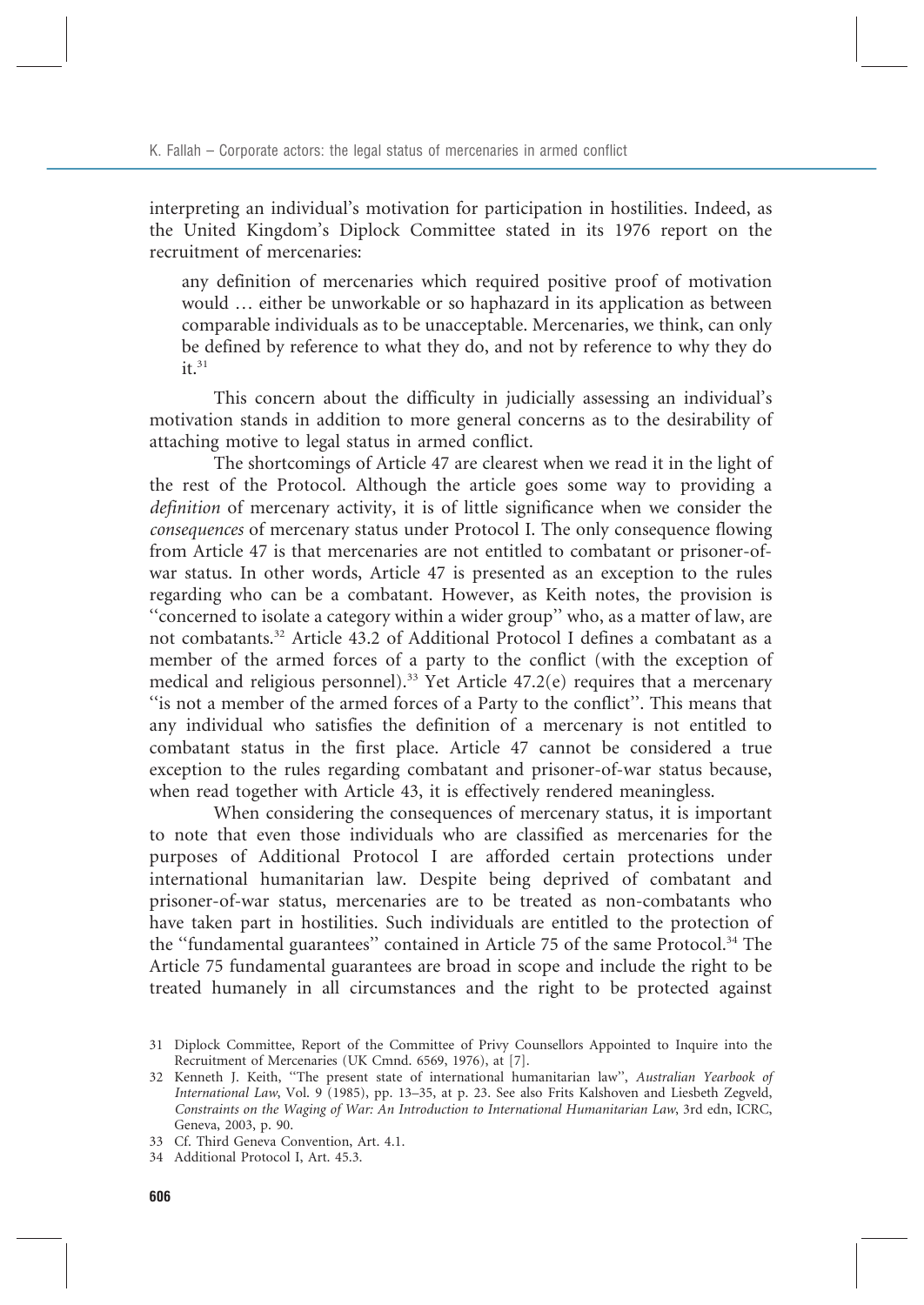interpreting an individual's motivation for participation in hostilities. Indeed, as the United Kingdom's Diplock Committee stated in its 1976 report on the recruitment of mercenaries:

> any definition of mercenaries which required positive proof of motivation would … either be unworkable or so haphazard in its application as between comparable individuals as to be unacceptable. Mercenaries, we think, can only be defined by reference to what they do, and not by reference to why they do it.[31]

This concern about the difficulty in judicially assessing an individual's motivation stands in addition to more general concerns as to the desirability of attaching motive to legal status in armed conflict.

The shortcomings of Article 47 are clearest when we read it in the light of the rest of the Protocol. Although the article goes some way to providing a *definition* of mercenary activity, it is of little significance when we consider the *consequences* of mercenary status under Protocol I. The only consequence flowing from Article 47 is that mercenaries are not entitled to combatant or prisoner-of-war status. In other words, Article 47 is presented as an exception to the rules regarding who can be a combatant. However, as Keith notes, the provision is "concerned to isolate a category within a wider group" who, as a matter of law, are not combatants.[32] Article 43.2 of Additional Protocol I defines a combatant as a member of the armed forces of a party to the conflict (with the exception of medical and religious personnel).[33] Yet Article 47.2(e) requires that a mercenary "is not a member of the armed forces of a Party to the conflict". This means that any individual who satisfies the definition of a mercenary is not entitled to combatant status in the first place. Article 47 cannot be considered a true exception to the rules regarding combatant and prisoner-of-war status because, when read together with Article 43, it is effectively rendered meaningless.

When considering the consequences of mercenary status, it is important to note that even those individuals who are classified as mercenaries for the purposes of Additional Protocol I are afforded certain protections under international humanitarian law. Despite being deprived of combatant and prisoner-of-war status, mercenaries are to be treated as non-combatants who have taken part in hostilities. Such individuals are entitled to the protection of the "fundamental guarantees" contained in Article 75 of the same Protocol.[34] The Article 75 fundamental guarantees are broad in scope and include the right to be treated humanely in all circumstances and the right to be protected against

---

31 Diplock Committee, Report of the Committee of Privy Counsellors Appointed to Inquire into the Recruitment of Mercenaries (UK Cmnd. 6569, 1976), at [7].

32 Kenneth J. Keith, "The present state of international humanitarian law", *Australian Yearbook of International Law*, Vol. 9 (1985), pp. 13–35, at p. 23. See also Frits Kalshoven and Liesbeth Zegveld, *Constraints on the Waging of War: An Introduction to International Humanitarian Law*, 3rd edn, ICRC, Geneva, 2003, p. 90.

33 Cf. Third Geneva Convention, Art. 4.1.

34 Additional Protocol I, Art. 45.3.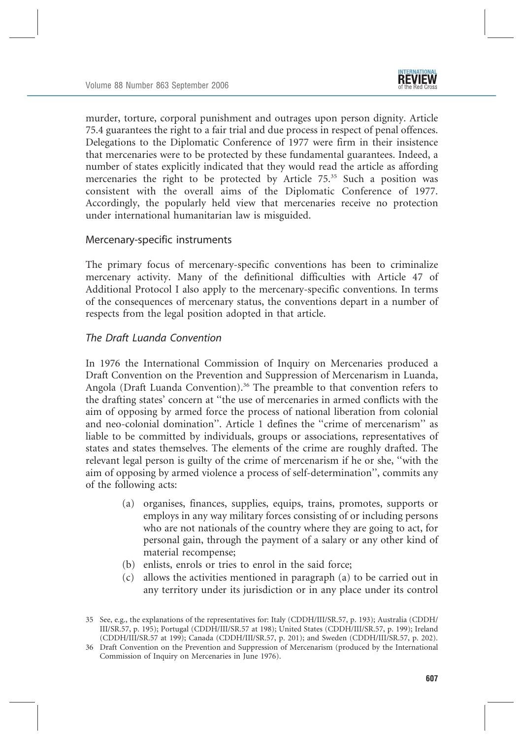murder, torture, corporal punishment and outrages upon person dignity. Article 75.4 guarantees the right to a fair trial and due process in respect of penal offences. Delegations to the Diplomatic Conference of 1977 were firm in their insistence that mercenaries were to be protected by these fundamental guarantees. Indeed, a number of states explicitly indicated that they would read the article as affording mercenaries the right to be protected by Article 75.[35] Such a position was consistent with the overall aims of the Diplomatic Conference of 1977. Accordingly, the popularly held view that mercenaries receive no protection under international humanitarian law is misguided.

## Mercenary-specific instruments

The primary focus of mercenary-specific conventions has been to criminalize mercenary activity. Many of the definitional difficulties with Article 47 of Additional Protocol I also apply to the mercenary-specific conventions. In terms of the consequences of mercenary status, the conventions depart in a number of respects from the legal position adopted in that article.

### *The Draft Luanda Convention*

In 1976 the International Commission of Inquiry on Mercenaries produced a Draft Convention on the Prevention and Suppression of Mercenarism in Luanda, Angola (Draft Luanda Convention).[36] The preamble to that convention refers to the drafting states' concern at "the use of mercenaries in armed conflicts with the aim of opposing by armed force the process of national liberation from colonial and neo-colonial domination". Article 1 defines the "crime of mercenarism" as liable to be committed by individuals, groups or associations, representatives of states and states themselves. The elements of the crime are roughly drafted. The relevant legal person is guilty of the crime of mercenarism if he or she, "with the aim of opposing by armed violence a process of self-determination", commits any of the following acts:

> (a) organises, finances, supplies, equips, trains, promotes, supports or employs in any way military forces consisting of or including persons who are not nationals of the country where they are going to act, for personal gain, through the payment of a salary or any other kind of material recompense;
>
> (b) enlists, enrols or tries to enrol in the said force;
>
> (c) allows the activities mentioned in paragraph (a) to be carried out in any territory under its jurisdiction or in any place under its control

35 See, e.g., the explanations of the representatives for: Italy (CDDH/III/SR.57, p. 193); Australia (CDDH/III/SR.57, p. 195); Portugal (CDDH/III/SR.57 at 198); United States (CDDH/III/SR.57, p. 199); Ireland (CDDH/III/SR.57 at 199); Canada (CDDH/III/SR.57, p. 201); and Sweden (CDDH/III/SR.57, p. 202).

36 Draft Convention on the Prevention and Suppression of Mercenarism (produced by the International Commission of Inquiry on Mercenaries in June 1976).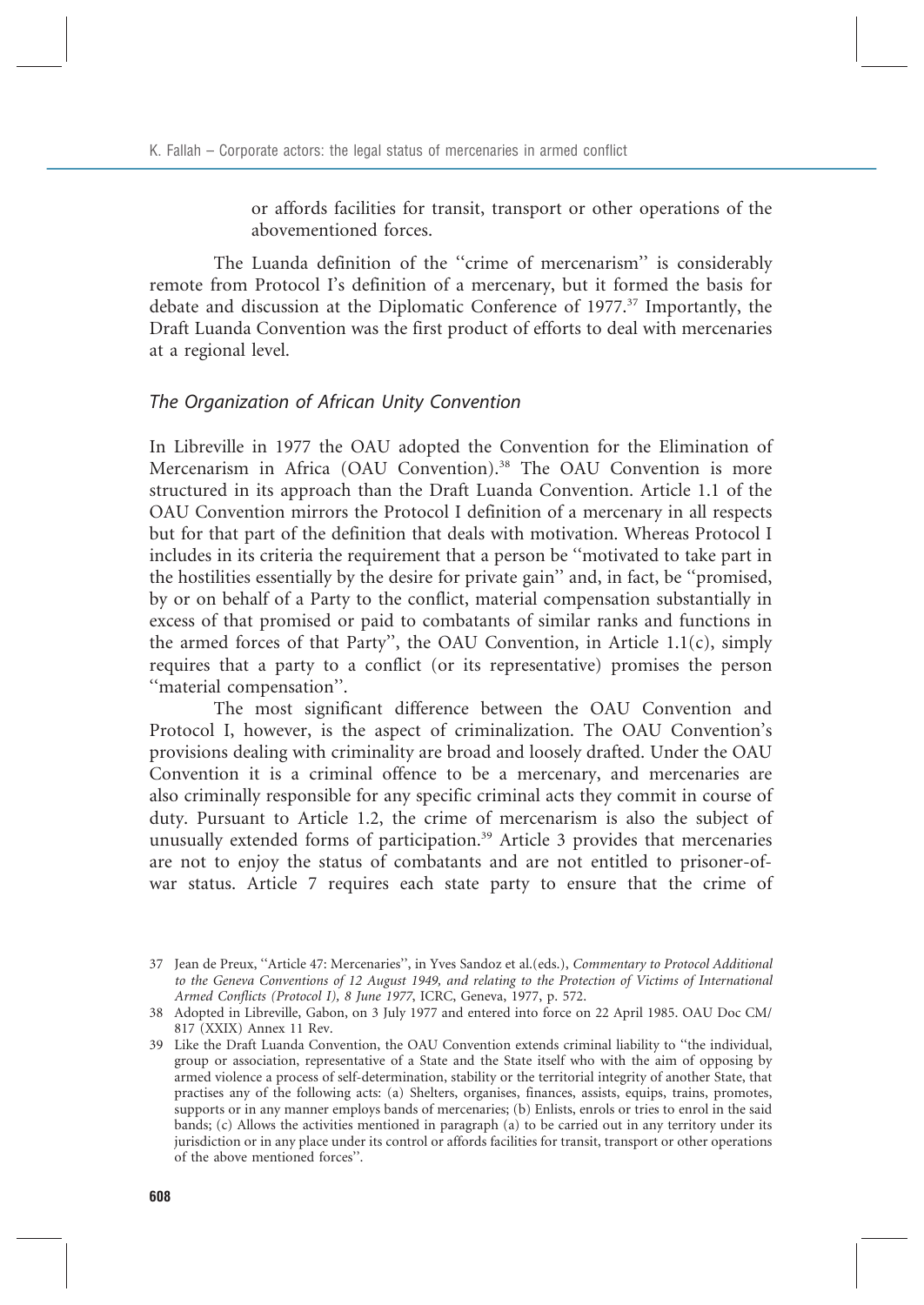or affords facilities for transit, transport or other operations of the abovementioned forces.

The Luanda definition of the "crime of mercenarism" is considerably remote from Protocol I's definition of a mercenary, but it formed the basis for debate and discussion at the Diplomatic Conference of 1977.[37] Importantly, the Draft Luanda Convention was the first product of efforts to deal with mercenaries at a regional level.

### *The Organization of African Unity Convention*

In Libreville in 1977 the OAU adopted the Convention for the Elimination of Mercenarism in Africa (OAU Convention).[38] The OAU Convention is more structured in its approach than the Draft Luanda Convention. Article 1.1 of the OAU Convention mirrors the Protocol I definition of a mercenary in all respects but for that part of the definition that deals with motivation. Whereas Protocol I includes in its criteria the requirement that a person be "motivated to take part in the hostilities essentially by the desire for private gain" and, in fact, be "promised, by or on behalf of a Party to the conflict, material compensation substantially in excess of that promised or paid to combatants of similar ranks and functions in the armed forces of that Party", the OAU Convention, in Article 1.1(c), simply requires that a party to a conflict (or its representative) promises the person "material compensation".

The most significant difference between the OAU Convention and Protocol I, however, is the aspect of criminalization. The OAU Convention's provisions dealing with criminality are broad and loosely drafted. Under the OAU Convention it is a criminal offence to be a mercenary, and mercenaries are also criminally responsible for any specific criminal acts they commit in course of duty. Pursuant to Article 1.2, the crime of mercenarism is also the subject of unusually extended forms of participation.[39] Article 3 provides that mercenaries are not to enjoy the status of combatants and are not entitled to prisoner-of-war status. Article 7 requires each state party to ensure that the crime of

---

37 Jean de Preux, "Article 47: Mercenaries", in Yves Sandoz et al.(eds.), *Commentary to Protocol Additional to the Geneva Conventions of 12 August 1949, and relating to the Protection of Victims of International Armed Conflicts (Protocol I), 8 June 1977*, ICRC, Geneva, 1977, p. 572.

38 Adopted in Libreville, Gabon, on 3 July 1977 and entered into force on 22 April 1985. OAU Doc CM/817 (XXIX) Annex 11 Rev.

39 Like the Draft Luanda Convention, the OAU Convention extends criminal liability to "the individual, group or association, representative of a State and the State itself who with the aim of opposing by armed violence a process of self-determination, stability or the territorial integrity of another State, that practises any of the following acts: (a) Shelters, organises, finances, assists, equips, trains, promotes, supports or in any manner employs bands of mercenaries; (b) Enlists, enrols or tries to enrol in the said bands; (c) Allows the activities mentioned in paragraph (a) to be carried out in any territory under its jurisdiction or in any place under its control or affords facilities for transit, transport or other operations of the above mentioned forces".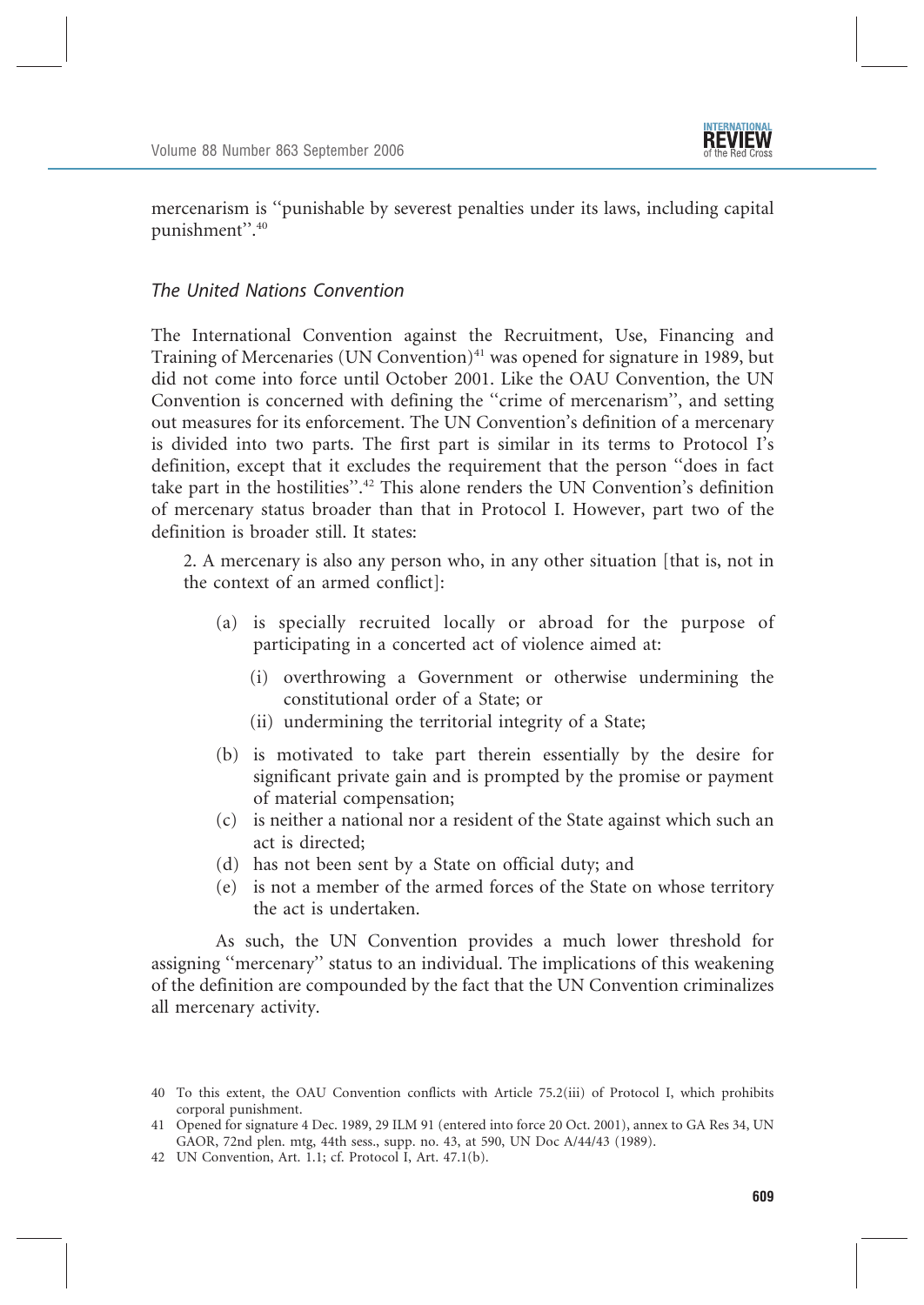mercenarism is "punishable by severest penalties under its laws, including capital punishment".[40]

### *The United Nations Convention*

The International Convention against the Recruitment, Use, Financing and Training of Mercenaries (UN Convention)[41] was opened for signature in 1989, but did not come into force until October 2001. Like the OAU Convention, the UN Convention is concerned with defining the "crime of mercenarism", and setting out measures for its enforcement. The UN Convention's definition of a mercenary is divided into two parts. The first part is similar in its terms to Protocol I's definition, except that it excludes the requirement that the person "does in fact take part in the hostilities".[42] This alone renders the UN Convention's definition of mercenary status broader than that in Protocol I. However, part two of the definition is broader still. It states:

> 2. A mercenary is also any person who, in any other situation [that is, not in the context of an armed conflict]:
>
> (a) is specially recruited locally or abroad for the purpose of participating in a concerted act of violence aimed at:
>
> (i) overthrowing a Government or otherwise undermining the constitutional order of a State; or
>
> (ii) undermining the territorial integrity of a State;
>
> (b) is motivated to take part therein essentially by the desire for significant private gain and is prompted by the promise or payment of material compensation;
>
> (c) is neither a national nor a resident of the State against which such an act is directed;
>
> (d) has not been sent by a State on official duty; and
>
> (e) is not a member of the armed forces of the State on whose territory the act is undertaken.

As such, the UN Convention provides a much lower threshold for assigning "mercenary" status to an individual. The implications of this weakening of the definition are compounded by the fact that the UN Convention criminalizes all mercenary activity.

---

40 To this extent, the OAU Convention conflicts with Article 75.2(iii) of Protocol I, which prohibits corporal punishment.

41 Opened for signature 4 Dec. 1989, 29 ILM 91 (entered into force 20 Oct. 2001), annex to GA Res 34, UN GAOR, 72nd plen. mtg, 44th sess., supp. no. 43, at 590, UN Doc A/44/43 (1989).

42 UN Convention, Art. 1.1; cf. Protocol I, Art. 47.1(b).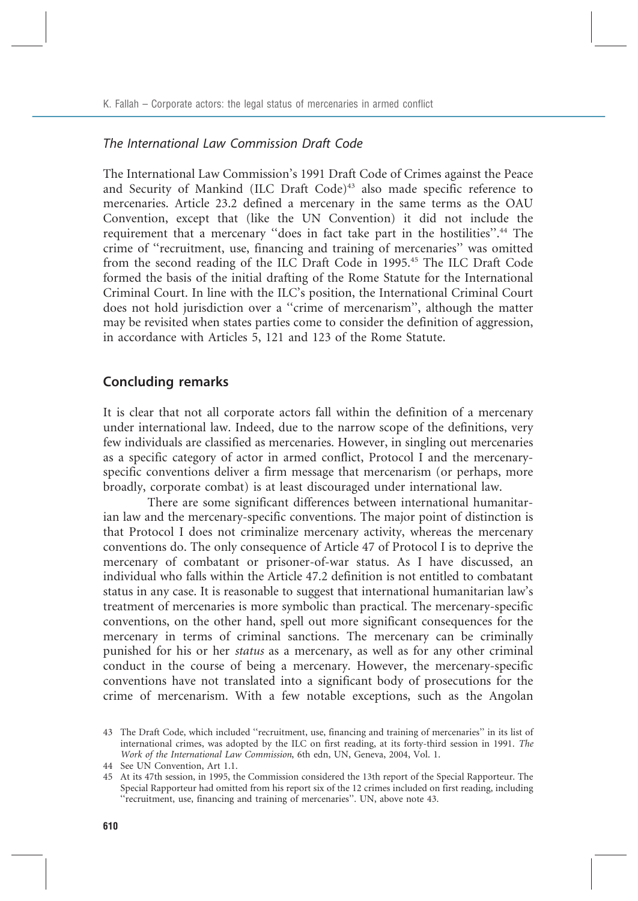### *The International Law Commission Draft Code*

The International Law Commission's 1991 Draft Code of Crimes against the Peace and Security of Mankind (ILC Draft Code)[43] also made specific reference to mercenaries. Article 23.2 defined a mercenary in the same terms as the OAU Convention, except that (like the UN Convention) it did not include the requirement that a mercenary "does in fact take part in the hostilities".[44] The crime of "recruitment, use, financing and training of mercenaries" was omitted from the second reading of the ILC Draft Code in 1995.[45] The ILC Draft Code formed the basis of the initial drafting of the Rome Statute for the International Criminal Court. In line with the ILC's position, the International Criminal Court does not hold jurisdiction over a "crime of mercenarism", although the matter may be revisited when states parties come to consider the definition of aggression, in accordance with Articles 5, 121 and 123 of the Rome Statute.

## Concluding remarks

It is clear that not all corporate actors fall within the definition of a mercenary under international law. Indeed, due to the narrow scope of the definitions, very few individuals are classified as mercenaries. However, in singling out mercenaries as a specific category of actor in armed conflict, Protocol I and the mercenary-specific conventions deliver a firm message that mercenarism (or perhaps, more broadly, corporate combat) is at least discouraged under international law.

There are some significant differences between international humanitarian law and the mercenary-specific conventions. The major point of distinction is that Protocol I does not criminalize mercenary activity, whereas the mercenary conventions do. The only consequence of Article 47 of Protocol I is to deprive the mercenary of combatant or prisoner-of-war status. As I have discussed, an individual who falls within the Article 47.2 definition is not entitled to combatant status in any case. It is reasonable to suggest that international humanitarian law's treatment of mercenaries is more symbolic than practical. The mercenary-specific conventions, on the other hand, spell out more significant consequences for the mercenary in terms of criminal sanctions. The mercenary can be criminally punished for his or her *status* as a mercenary, as well as for any other criminal conduct in the course of being a mercenary. However, the mercenary-specific conventions have not translated into a significant body of prosecutions for the crime of mercenarism. With a few notable exceptions, such as the Angolan

43 The Draft Code, which included "recruitment, use, financing and training of mercenaries" in its list of international crimes, was adopted by the ILC on first reading, at its forty-third session in 1991. *The Work of the International Law Commission*, 6th edn, UN, Geneva, 2004, Vol. 1.

44 See UN Convention, Art 1.1.

45 At its 47th session, in 1995, the Commission considered the 13th report of the Special Rapporteur. The Special Rapporteur had omitted from his report six of the 12 crimes included on first reading, including "recruitment, use, financing and training of mercenaries". UN, above note 43.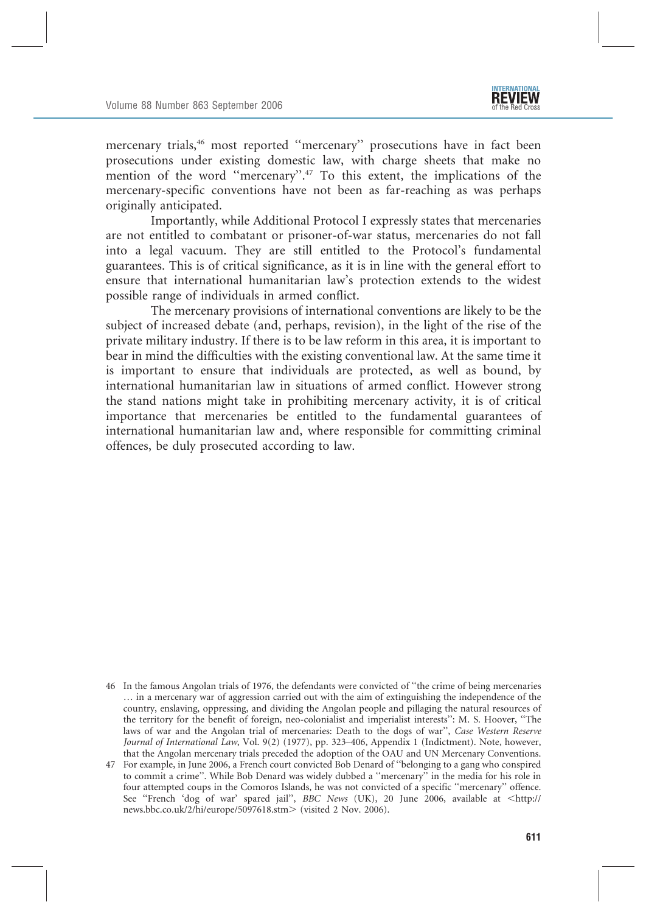mercenary trials,[46] most reported "mercenary" prosecutions have in fact been prosecutions under existing domestic law, with charge sheets that make no mention of the word "mercenary".[47] To this extent, the implications of the mercenary-specific conventions have not been as far-reaching as was perhaps originally anticipated.

Importantly, while Additional Protocol I expressly states that mercenaries are not entitled to combatant or prisoner-of-war status, mercenaries do not fall into a legal vacuum. They are still entitled to the Protocol's fundamental guarantees. This is of critical significance, as it is in line with the general effort to ensure that international humanitarian law's protection extends to the widest possible range of individuals in armed conflict.

The mercenary provisions of international conventions are likely to be the subject of increased debate (and, perhaps, revision), in the light of the rise of the private military industry. If there is to be law reform in this area, it is important to bear in mind the difficulties with the existing conventional law. At the same time it is important to ensure that individuals are protected, as well as bound, by international humanitarian law in situations of armed conflict. However strong the stand nations might take in prohibiting mercenary activity, it is of critical importance that mercenaries be entitled to the fundamental guarantees of international humanitarian law and, where responsible for committing criminal offences, be duly prosecuted according to law.

---

46 In the famous Angolan trials of 1976, the defendants were convicted of "the crime of being mercenaries … in a mercenary war of aggression carried out with the aim of extinguishing the independence of the country, enslaving, oppressing, and dividing the Angolan people and pillaging the natural resources of the territory for the benefit of foreign, neo-colonialist and imperialist interests": M. S. Hoover, "The laws of war and the Angolan trial of mercenaries: Death to the dogs of war", *Case Western Reserve Journal of International Law*, Vol. 9(2) (1977), pp. 323–406, Appendix 1 (Indictment). Note, however, that the Angolan mercenary trials preceded the adoption of the OAU and UN Mercenary Conventions.

47 For example, in June 2006, a French court convicted Bob Denard of "belonging to a gang who conspired to commit a crime". While Bob Denard was widely dubbed a "mercenary" in the media for his role in four attempted coups in the Comoros Islands, he was not convicted of a specific "mercenary" offence. See "French 'dog of war' spared jail", *BBC News* (UK), 20 June 2006, available at <http://news.bbc.co.uk/2/hi/europe/5097618.stm> (visited 2 Nov. 2006).